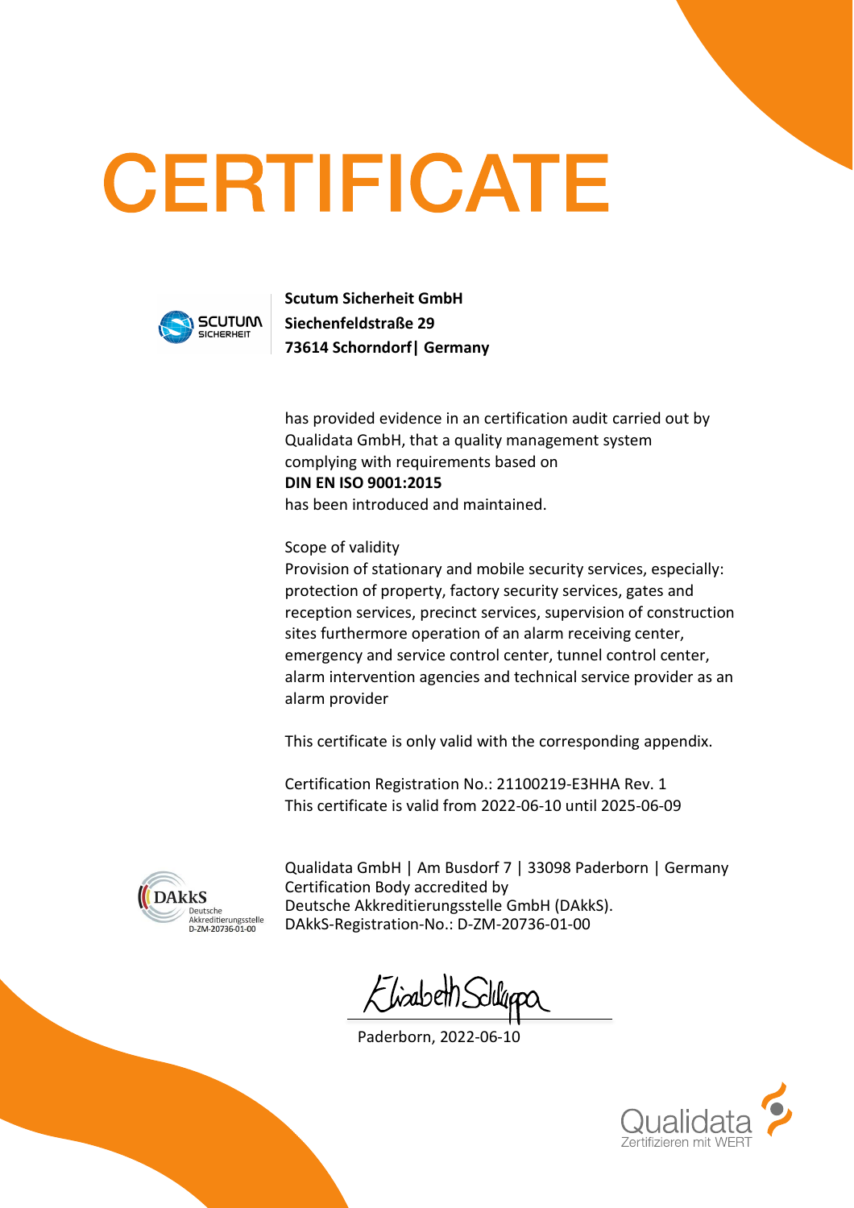# CERTIFICATE

**Scutum Sicherheit GmbH**
**Siechenfeldstraße 29**
**73614 Schorndorf| Germany**

has provided evidence in an certification audit carried out by Qualidata GmbH, that a quality management system complying with requirements based on
**DIN EN ISO 9001:2015**
has been introduced and maintained.

Scope of validity
Provision of stationary and mobile security services, especially: protection of property, factory security services, gates and reception services, precinct services, supervision of construction sites furthermore operation of an alarm receiving center, emergency and service control center, tunnel control center, alarm intervention agencies and technical service provider as an alarm provider

This certificate is only valid with the corresponding appendix.

Certification Registration No.: 21100219-E3HHA Rev. 1
This certificate is valid from 2022-06-10 until 2025-06-09

DAkkS Deutsche Akkreditierungsstelle D-ZM-20736-01-00

Qualidata GmbH | Am Busdorf 7 | 33098 Paderborn | Germany
Certification Body accredited by
Deutsche Akkreditierungsstelle GmbH (DAkkS).
DAkkS-Registration-No.: D-ZM-20736-01-00

Elisabeth Schlüppa

Paderborn, 2022-06-10

Qualidata
Zertifizieren mit WERT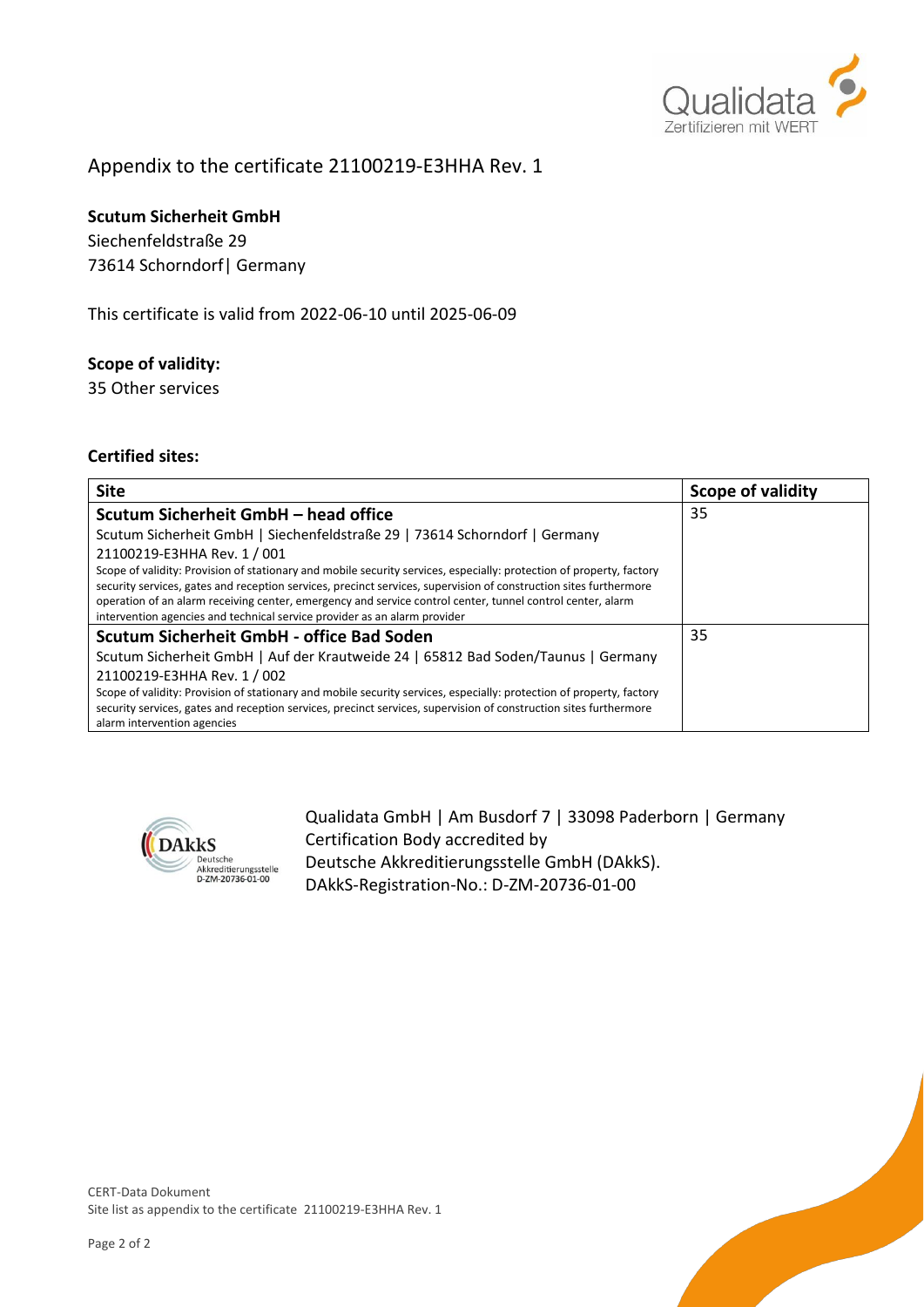Qualidata
Zertifizieren mit WERT

# Appendix to the certificate 21100219-E3HHA Rev. 1

**Scutum Sicherheit GmbH**
Siechenfeldstraße 29
73614 Schorndorf| Germany

This certificate is valid from 2022-06-10 until 2025-06-09

**Scope of validity:**
35 Other services

**Certified sites:**

| Site | Scope of validity |
|---|---|
| **Scutum Sicherheit GmbH – head office**<br>Scutum Sicherheit GmbH \| Siechenfeldstraße 29 \| 73614 Schorndorf \| Germany<br>21100219-E3HHA Rev. 1 / 001<br>Scope of validity: Provision of stationary and mobile security services, especially: protection of property, factory security services, gates and reception services, precinct services, supervision of construction sites furthermore operation of an alarm receiving center, emergency and service control center, tunnel control center, alarm intervention agencies and technical service provider as an alarm provider | 35 |
| **Scutum Sicherheit GmbH - office Bad Soden**<br>Scutum Sicherheit GmbH \| Auf der Krautweide 24 \| 65812 Bad Soden/Taunus \| Germany<br>21100219-E3HHA Rev. 1 / 002<br>Scope of validity: Provision of stationary and mobile security services, especially: protection of property, factory security services, gates and reception services, precinct services, supervision of construction sites furthermore alarm intervention agencies | 35 |

DAkkS
Deutsche Akkreditierungsstelle
D-ZM-20736-01-00

Qualidata GmbH | Am Busdorf 7 | 33098 Paderborn | Germany
Certification Body accredited by
Deutsche Akkreditierungsstelle GmbH (DAkkS).
DAkkS-Registration-No.: D-ZM-20736-01-00

CERT-Data Dokument
Site list as appendix to the certificate 21100219-E3HHA Rev. 1